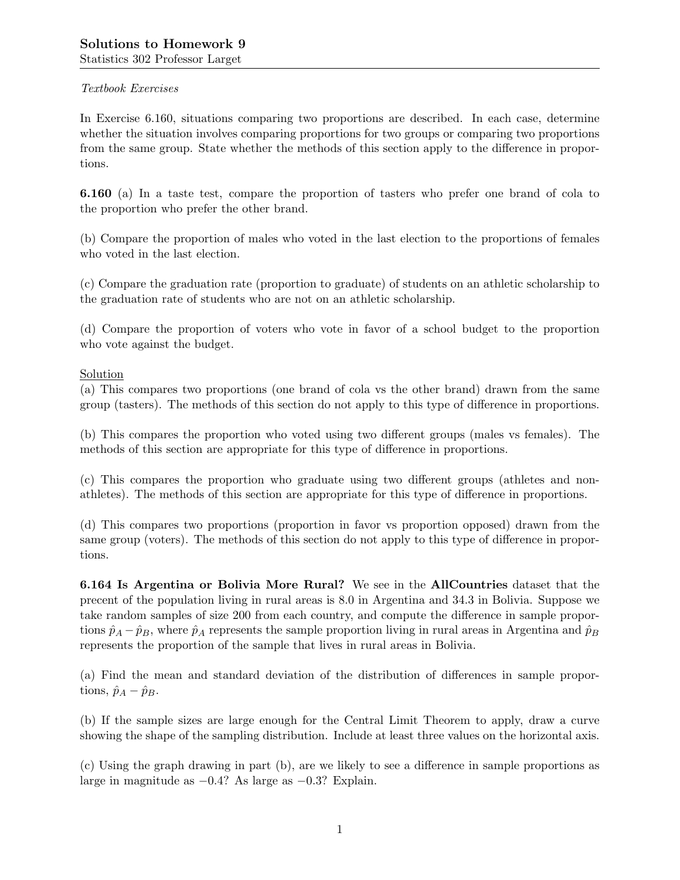**Solutions to Homework 9**

Statistics 302 Professor Larget

*Textbook Exercises*

In Exercise 6.160, situations comparing two proportions are described. In each case, determine whether the situation involves comparing proportions for two groups or comparing two proportions from the same group. State whether the methods of this section apply to the difference in proportions.

**6.160** (a) In a taste test, compare the proportion of tasters who prefer one brand of cola to the proportion who prefer the other brand.

(b) Compare the proportion of males who voted in the last election to the proportions of females who voted in the last election.

(c) Compare the graduation rate (proportion to graduate) of students on an athletic scholarship to the graduation rate of students who are not on an athletic scholarship.

(d) Compare the proportion of voters who vote in favor of a school budget to the proportion who vote against the budget.

<u>Solution</u>

(a) This compares two proportions (one brand of cola vs the other brand) drawn from the same group (tasters). The methods of this section do not apply to this type of difference in proportions.

(b) This compares the proportion who voted using two different groups (males vs females). The methods of this section are appropriate for this type of difference in proportions.

(c) This compares the proportion who graduate using two different groups (athletes and non-athletes). The methods of this section are appropriate for this type of difference in proportions.

(d) This compares two proportions (proportion in favor vs proportion opposed) drawn from the same group (voters). The methods of this section do not apply to this type of difference in proportions.

**6.164 Is Argentina or Bolivia More Rural?** We see in the **AllCountries** dataset that the precent of the population living in rural areas is 8.0 in Argentina and 34.3 in Bolivia. Suppose we take random samples of size 200 from each country, and compute the difference in sample proportions $\hat{p}_A - \hat{p}_B$, where $\hat{p}_A$ represents the sample proportion living in rural areas in Argentina and $\hat{p}_B$ represents the proportion of the sample that lives in rural areas in Bolivia.

(a) Find the mean and standard deviation of the distribution of differences in sample proportions, $\hat{p}_A - \hat{p}_B$.

(b) If the sample sizes are large enough for the Central Limit Theorem to apply, draw a curve showing the shape of the sampling distribution. Include at least three values on the horizontal axis.

(c) Using the graph drawing in part (b), are we likely to see a difference in sample proportions as large in magnitude as $-0.4$? As large as $-0.3$? Explain.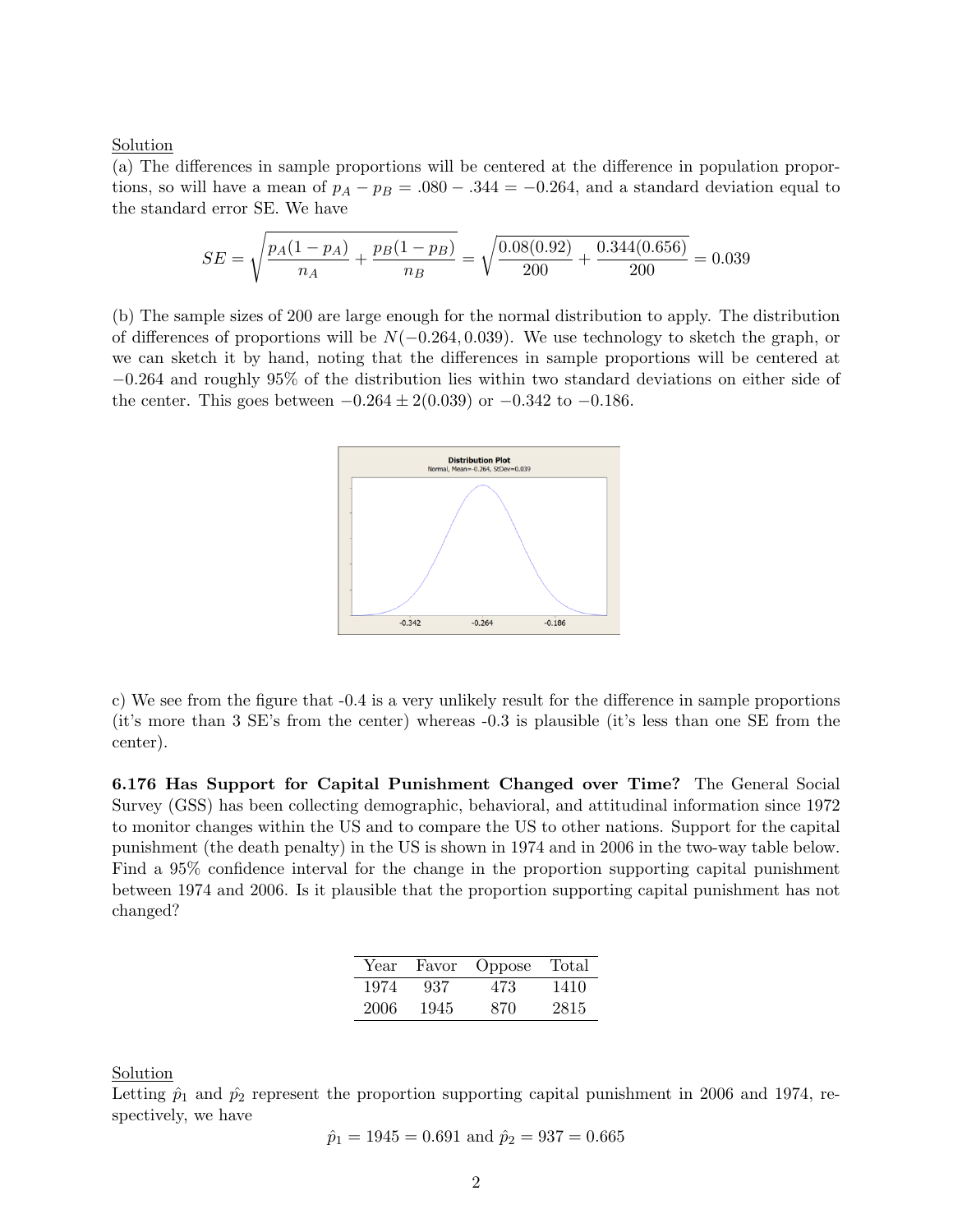Solution

(a) The differences in sample proportions will be centered at the difference in population proportions, so will have a mean of $p_A - p_B = .080 - .344 = -0.264$, and a standard deviation equal to the standard error SE. We have

$$SE = \sqrt{\frac{p_A(1-p_A)}{n_A} + \frac{p_B(1-p_B)}{n_B}} = \sqrt{\frac{0.08(0.92)}{200} + \frac{0.344(0.656)}{200}} = 0.039$$

(b) The sample sizes of 200 are large enough for the normal distribution to apply. The distribution of differences of proportions will be $N(-0.264, 0.039)$. We use technology to sketch the graph, or we can sketch it by hand, noting that the differences in sample proportions will be centered at $-0.264$ and roughly 95% of the distribution lies within two standard deviations on either side of the center. This goes between $-0.264 \pm 2(0.039)$ or $-0.342$ to $-0.186$.

c) We see from the figure that -0.4 is a very unlikely result for the difference in sample proportions (it's more than 3 SE's from the center) whereas -0.3 is plausible (it's less than one SE from the center).

**6.176 Has Support for Capital Punishment Changed over Time?** The General Social Survey (GSS) has been collecting demographic, behavioral, and attitudinal information since 1972 to monitor changes within the US and to compare the US to other nations. Support for the capital punishment (the death penalty) in the US is shown in 1974 and in 2006 in the two-way table below. Find a 95% confidence interval for the change in the proportion supporting capital punishment between 1974 and 2006. Is it plausible that the proportion supporting capital punishment has not changed?

| Year | Favor | Oppose | Total |
|---|---|---|---|
| 1974 | 937 | 473 | 1410 |
| 2006 | 1945 | 870 | 2815 |

Solution

Letting $\hat{p_1}$ and $\hat{p_2}$ represent the proportion supporting capital punishment in 2006 and 1974, respectively, we have

$$\hat{p_1} = 1945 = 0.691 \text{ and } \hat{p_2} = 937 = 0.665$$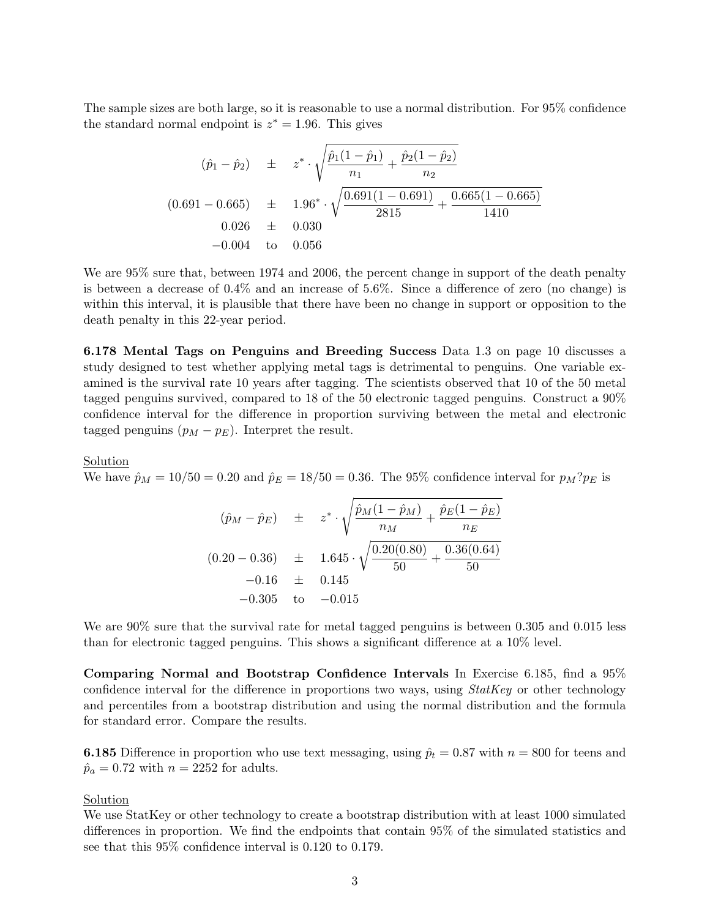The sample sizes are both large, so it is reasonable to use a normal distribution. For 95% confidence the standard normal endpoint is $z^* = 1.96$. This gives

$$
\begin{array}{rcl}
(\hat{p}_1 - \hat{p}_2) & \pm & z^* \cdot \sqrt{\dfrac{\hat{p}_1(1-\hat{p}_1)}{n_1} + \dfrac{\hat{p}_2(1-\hat{p}_2)}{n_2}} \\
(0.691 - 0.665) & \pm & 1.96^* \cdot \sqrt{\dfrac{0.691(1-0.691)}{2815} + \dfrac{0.665(1-0.665)}{1410}} \\
0.026 & \pm & 0.030 \\
-0.004 & \text{to} & 0.056
\end{array}
$$

We are 95% sure that, between 1974 and 2006, the percent change in support of the death penalty is between a decrease of 0.4% and an increase of 5.6%. Since a difference of zero (no change) is within this interval, it is plausible that there have been no change in support or opposition to the death penalty in this 22-year period.

**6.178 Mental Tags on Penguins and Breeding Success** Data 1.3 on page 10 discusses a study designed to test whether applying metal tags is detrimental to penguins. One variable examined is the survival rate 10 years after tagging. The scientists observed that 10 of the 50 metal tagged penguins survived, compared to 18 of the 50 electronic tagged penguins. Construct a 90% confidence interval for the difference in proportion surviving between the metal and electronic tagged penguins ($p_M - p_E$). Interpret the result.

Solution

We have $\hat{p}_M = 10/50 = 0.20$ and $\hat{p}_E = 18/50 = 0.36$. The 95% confidence interval for $p_M?p_E$ is

$$
\begin{array}{rcl}
(\hat{p}_M - \hat{p}_E) & \pm & z^* \cdot \sqrt{\dfrac{\hat{p}_M(1-\hat{p}_M)}{n_M} + \dfrac{\hat{p}_E(1-\hat{p}_E)}{n_E}} \\
(0.20 - 0.36) & \pm & 1.645 \cdot \sqrt{\dfrac{0.20(0.80)}{50} + \dfrac{0.36(0.64)}{50}} \\
-0.16 & \pm & 0.145 \\
-0.305 & \text{to} & -0.015
\end{array}
$$

We are 90% sure that the survival rate for metal tagged penguins is between 0.305 and 0.015 less than for electronic tagged penguins. This shows a significant difference at a 10% level.

**Comparing Normal and Bootstrap Confidence Intervals** In Exercise 6.185, find a 95% confidence interval for the difference in proportions two ways, using *StatKey* or other technology and percentiles from a bootstrap distribution and using the normal distribution and the formula for standard error. Compare the results.

**6.185** Difference in proportion who use text messaging, using $\hat{p}_t = 0.87$ with $n = 800$ for teens and $\hat{p}_a = 0.72$ with $n = 2252$ for adults.

Solution

We use StatKey or other technology to create a bootstrap distribution with at least 1000 simulated differences in proportion. We find the endpoints that contain 95% of the simulated statistics and see that this 95% confidence interval is 0.120 to 0.179.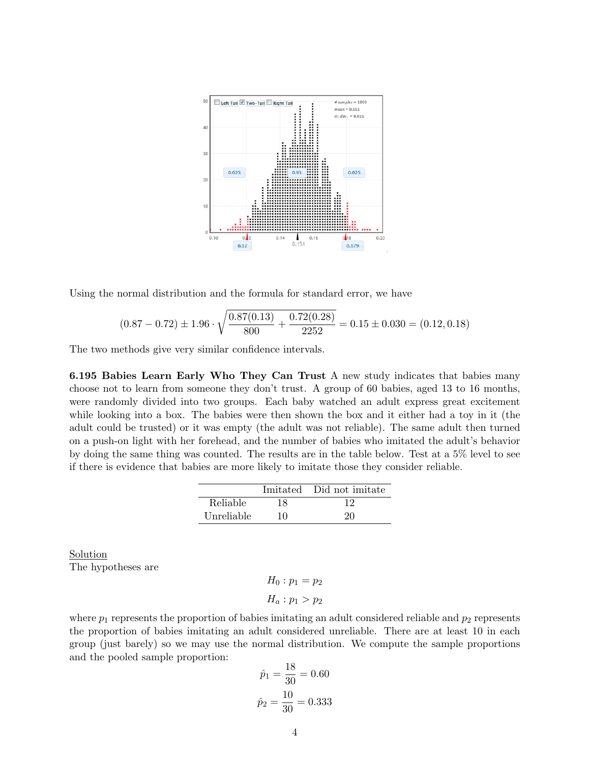Using the normal distribution and the formula for standard error, we have

$$(0.87 - 0.72) \pm 1.96 \cdot \sqrt{\frac{0.87(0.13)}{800} + \frac{0.72(0.28)}{2252}} = 0.15 \pm 0.030 = (0.12, 0.18)$$

The two methods give very similar confidence intervals.

**6.195 Babies Learn Early Who They Can Trust** A new study indicates that babies many choose not to learn from someone they don't trust. A group of 60 babies, aged 13 to 16 months, were randomly divided into two groups. Each baby watched an adult express great excitement while looking into a box. The babies were then shown the box and it either had a toy in it (the adult could be trusted) or it was empty (the adult was not reliable). The same adult then turned on a push-on light with her forehead, and the number of babies who imitated the adult's behavior by doing the same thing was counted. The results are in the table below. Test at a 5% level to see if there is evidence that babies are more likely to imitate those they consider reliable.

| | Imitated | Did not imitate |
|---|---|---|
| Reliable | 18 | 12 |
| Unreliable | 10 | 20 |

Solution

The hypotheses are

$$H_0 : p_1 = p_2$$
$$H_a : p_1 > p_2$$

where $p_1$ represents the proportion of babies imitating an adult considered reliable and $p_2$ represents the proportion of babies imitating an adult considered unreliable. There are at least 10 in each group (just barely) so we may use the normal distribution. We compute the sample proportions and the pooled sample proportion:

$$\hat{p}_1 = \frac{18}{30} = 0.60$$

$$\hat{p}_2 = \frac{10}{30} = 0.333$$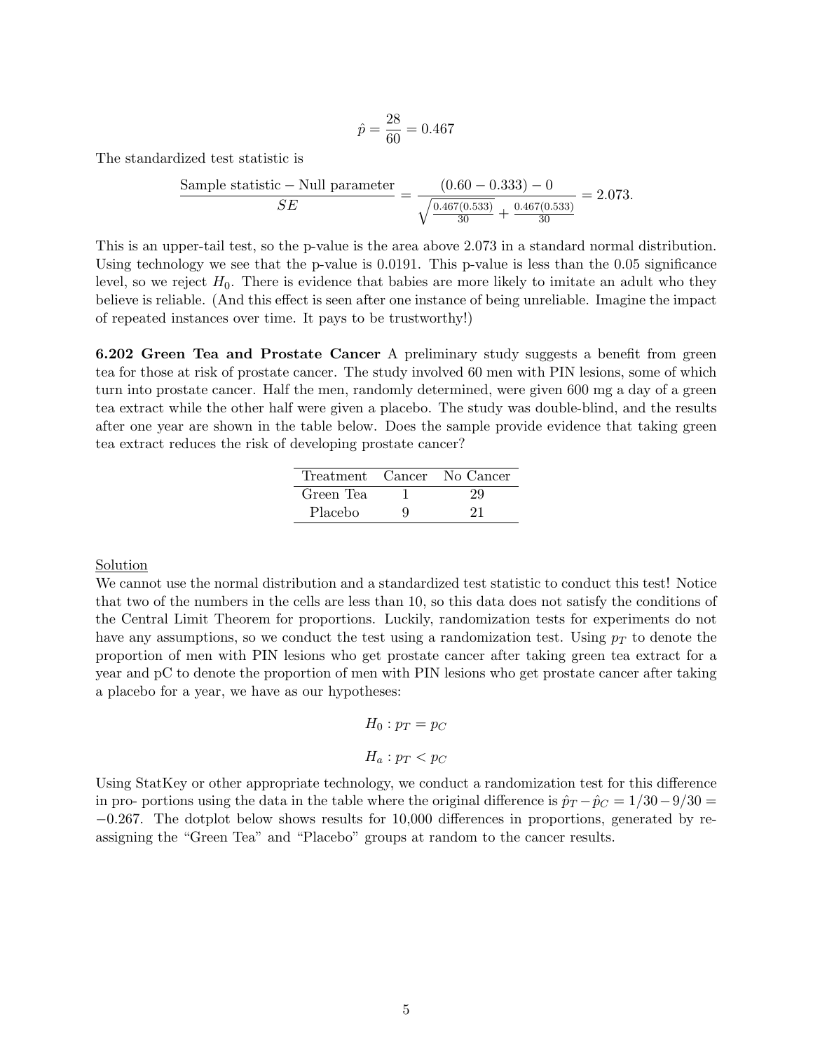$$\hat{p} = \frac{28}{60} = 0.467$$

The standardized test statistic is

$$\frac{\text{Sample statistic} - \text{Null parameter}}{SE} = \frac{(0.60 - 0.333) - 0}{\sqrt{\frac{0.467(0.533)}{30} + \frac{0.467(0.533)}{30}}} = 2.073.$$

This is an upper-tail test, so the p-value is the area above 2.073 in a standard normal distribution. Using technology we see that the p-value is 0.0191. This p-value is less than the 0.05 significance level, so we reject $H_0$. There is evidence that babies are more likely to imitate an adult who they believe is reliable. (And this effect is seen after one instance of being unreliable. Imagine the impact of repeated instances over time. It pays to be trustworthy!)

**6.202 Green Tea and Prostate Cancer** A preliminary study suggests a benefit from green tea for those at risk of prostate cancer. The study involved 60 men with PIN lesions, some of which turn into prostate cancer. Half the men, randomly determined, were given 600 mg a day of a green tea extract while the other half were given a placebo. The study was double-blind, and the results after one year are shown in the table below. Does the sample provide evidence that taking green tea extract reduces the risk of developing prostate cancer?

| Treatment | Cancer | No Cancer |
|---|---|---|
| Green Tea | 1 | 29 |
| Placebo | 9 | 21 |

Solution

We cannot use the normal distribution and a standardized test statistic to conduct this test! Notice that two of the numbers in the cells are less than 10, so this data does not satisfy the conditions of the Central Limit Theorem for proportions. Luckily, randomization tests for experiments do not have any assumptions, so we conduct the test using a randomization test. Using $p_T$ to denote the proportion of men with PIN lesions who get prostate cancer after taking green tea extract for a year and pC to denote the proportion of men with PIN lesions who get prostate cancer after taking a placebo for a year, we have as our hypotheses:

$$H_0 : p_T = p_C$$

$$H_a : p_T < p_C$$

Using StatKey or other appropriate technology, we conduct a randomization test for this difference in pro- portions using the data in the table where the original difference is $\hat{p}_T - \hat{p}_C = 1/30 - 9/30 = -0.267$. The dotplot below shows results for 10,000 differences in proportions, generated by re-assigning the "Green Tea" and "Placebo" groups at random to the cancer results.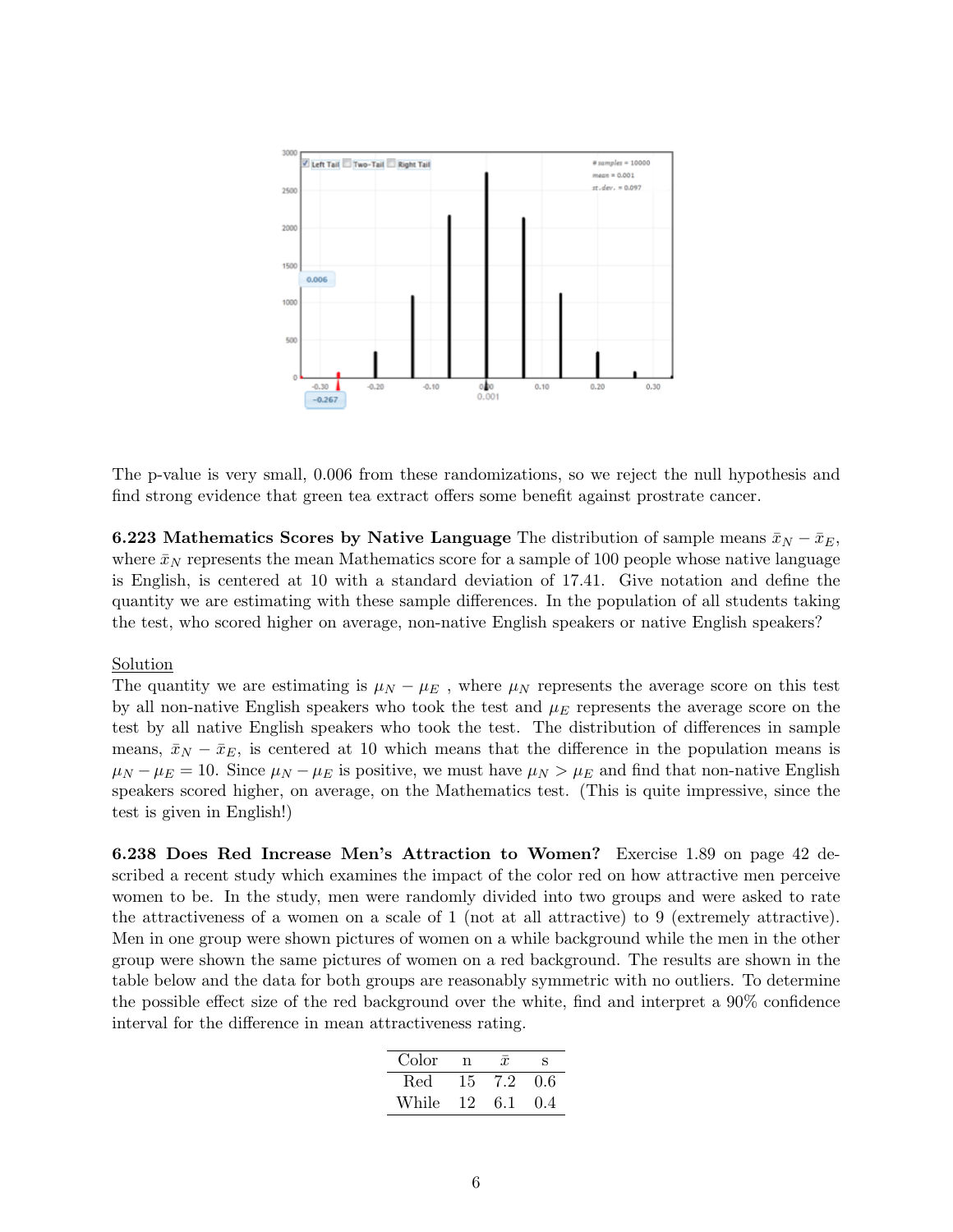The p-value is very small, 0.006 from these randomizations, so we reject the null hypothesis and find strong evidence that green tea extract offers some benefit against prostrate cancer.

**6.223 Mathematics Scores by Native Language** The distribution of sample means $\bar{x}_N - \bar{x}_E$, where $\bar{x}_N$ represents the mean Mathematics score for a sample of 100 people whose native language is English, is centered at 10 with a standard deviation of 17.41. Give notation and define the quantity we are estimating with these sample differences. In the population of all students taking the test, who scored higher on average, non-native English speakers or native English speakers?

Solution

The quantity we are estimating is $\mu_N - \mu_E$ , where $\mu_N$ represents the average score on this test by all non-native English speakers who took the test and $\mu_E$ represents the average score on the test by all native English speakers who took the test. The distribution of differences in sample means, $\bar{x}_N - \bar{x}_E$, is centered at 10 which means that the difference in the population means is $\mu_N - \mu_E = 10$. Since $\mu_N - \mu_E$ is positive, we must have $\mu_N > \mu_E$ and find that non-native English speakers scored higher, on average, on the Mathematics test. (This is quite impressive, since the test is given in English!)

**6.238 Does Red Increase Men's Attraction to Women?** Exercise 1.89 on page 42 described a recent study which examines the impact of the color red on how attractive men perceive women to be. In the study, men were randomly divided into two groups and were asked to rate the attractiveness of a women on a scale of 1 (not at all attractive) to 9 (extremely attractive). Men in one group were shown pictures of women on a while background while the men in the other group were shown the same pictures of women on a red background. The results are shown in the table below and the data for both groups are reasonably symmetric with no outliers. To determine the possible effect size of the red background over the white, find and interpret a 90% confidence interval for the difference in mean attractiveness rating.

| Color | n | $\bar{x}$ | s |
|---|---|---|---|
| Red | 15 | 7.2 | 0.6 |
| While | 12 | 6.1 | 0.4 |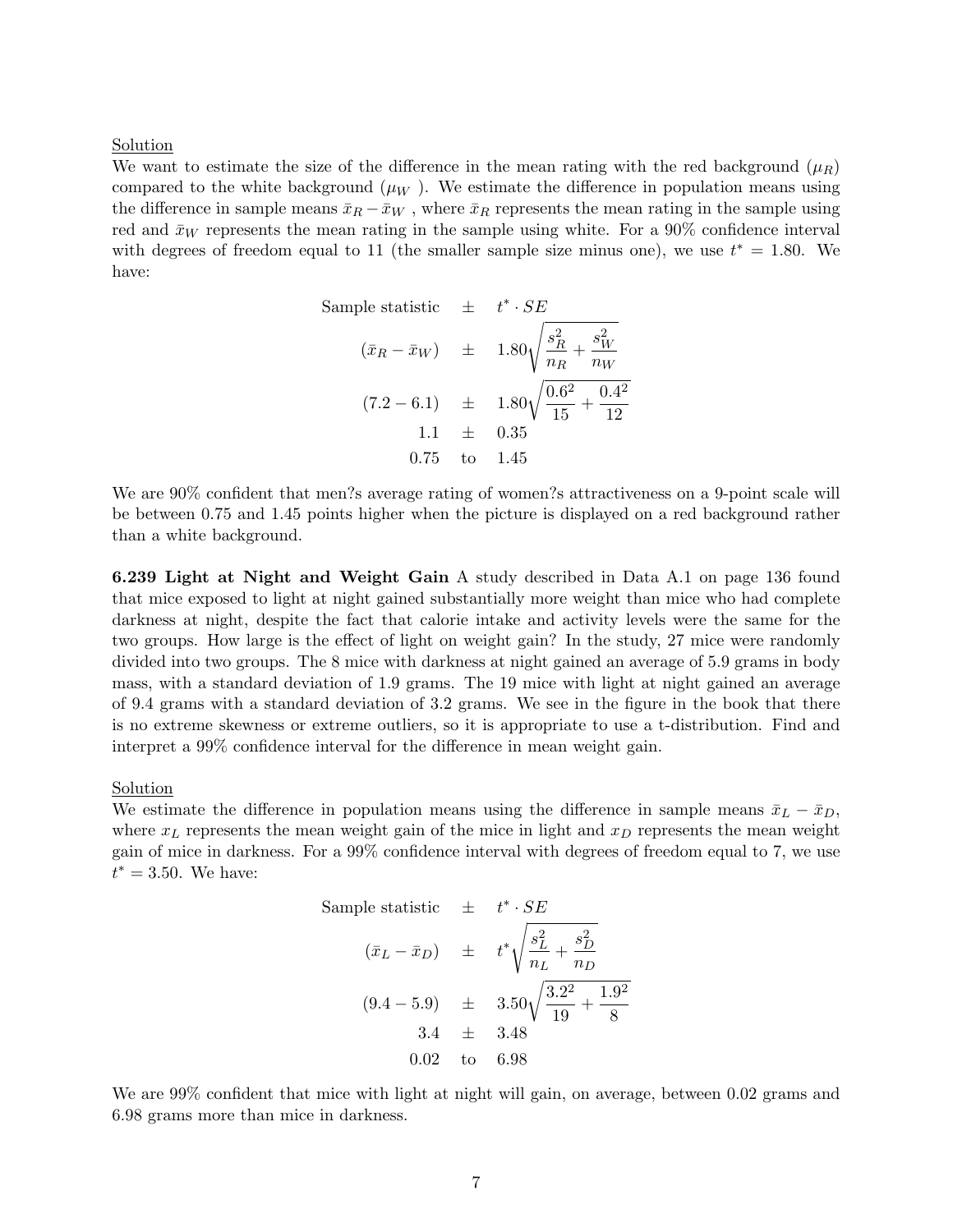Solution

We want to estimate the size of the difference in the mean rating with the red background ($\mu_R$) compared to the white background ($\mu_W$ ). We estimate the difference in population means using the difference in sample means $\bar{x}_R - \bar{x}_W$ , where $\bar{x}_R$ represents the mean rating in the sample using red and $\bar{x}_W$ represents the mean rating in the sample using white. For a 90% confidence interval with degrees of freedom equal to 11 (the smaller sample size minus one), we use $t^* = 1.80$. We have:

$$
\begin{array}{rcl}
\text{Sample statistic} & \pm & t^* \cdot SE \\
(\bar{x}_R - \bar{x}_W) & \pm & 1.80\sqrt{\dfrac{s_R^2}{n_R} + \dfrac{s_W^2}{n_W}} \\
(7.2 - 6.1) & \pm & 1.80\sqrt{\dfrac{0.6^2}{15} + \dfrac{0.4^2}{12}} \\
1.1 & \pm & 0.35 \\
0.75 & \text{to} & 1.45
\end{array}
$$

We are 90% confident that men?s average rating of women?s attractiveness on a 9-point scale will be between 0.75 and 1.45 points higher when the picture is displayed on a red background rather than a white background.

**6.239 Light at Night and Weight Gain** A study described in Data A.1 on page 136 found that mice exposed to light at night gained substantially more weight than mice who had complete darkness at night, despite the fact that calorie intake and activity levels were the same for the two groups. How large is the effect of light on weight gain? In the study, 27 mice were randomly divided into two groups. The 8 mice with darkness at night gained an average of 5.9 grams in body mass, with a standard deviation of 1.9 grams. The 19 mice with light at night gained an average of 9.4 grams with a standard deviation of 3.2 grams. We see in the figure in the book that there is no extreme skewness or extreme outliers, so it is appropriate to use a t-distribution. Find and interpret a 99% confidence interval for the difference in mean weight gain.

Solution

We estimate the difference in population means using the difference in sample means $\bar{x}_L - \bar{x}_D$, where $x_L$ represents the mean weight gain of the mice in light and $x_D$ represents the mean weight gain of mice in darkness. For a 99% confidence interval with degrees of freedom equal to 7, we use $t^* = 3.50$. We have:

$$
\begin{array}{rcl}
\text{Sample statistic} & \pm & t^* \cdot SE \\
(\bar{x}_L - \bar{x}_D) & \pm & t^*\sqrt{\dfrac{s_L^2}{n_L} + \dfrac{s_D^2}{n_D}} \\
(9.4 - 5.9) & \pm & 3.50\sqrt{\dfrac{3.2^2}{19} + \dfrac{1.9^2}{8}} \\
3.4 & \pm & 3.48 \\
0.02 & \text{to} & 6.98
\end{array}
$$

We are 99% confident that mice with light at night will gain, on average, between 0.02 grams and 6.98 grams more than mice in darkness.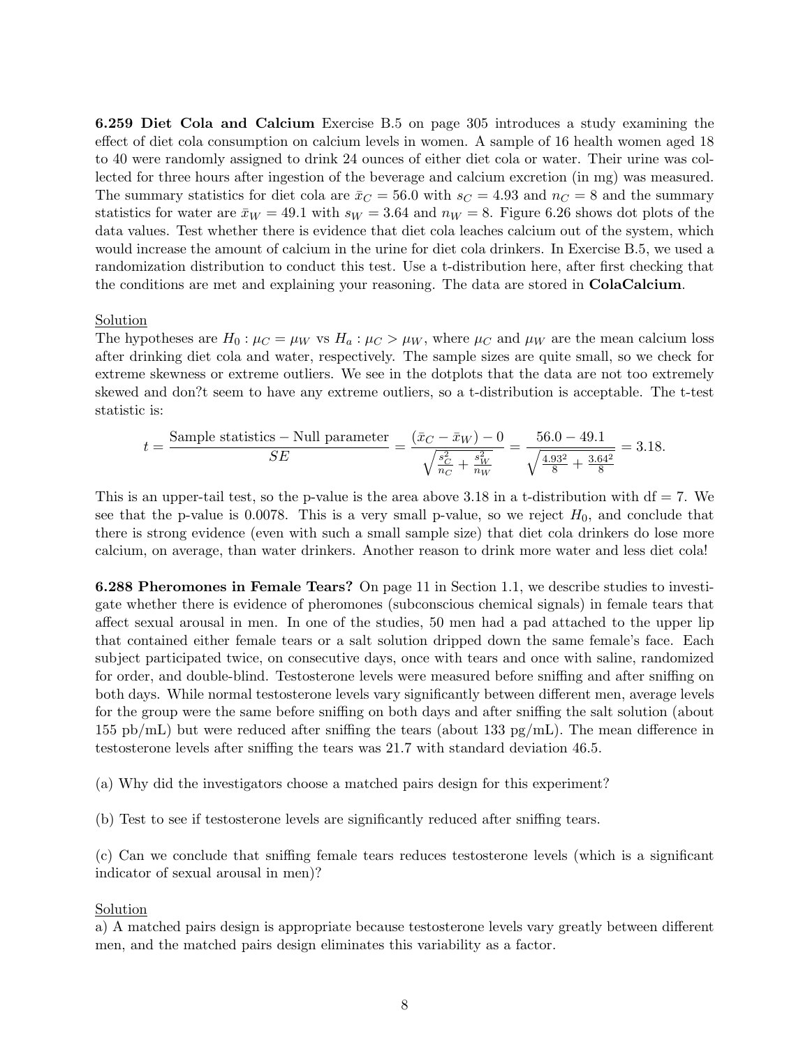**6.259 Diet Cola and Calcium** Exercise B.5 on page 305 introduces a study examining the effect of diet cola consumption on calcium levels in women. A sample of 16 health women aged 18 to 40 were randomly assigned to drink 24 ounces of either diet cola or water. Their urine was collected for three hours after ingestion of the beverage and calcium excretion (in mg) was measured. The summary statistics for diet cola are $\bar{x}_C = 56.0$ with $s_C = 4.93$ and $n_C = 8$ and the summary statistics for water are $\bar{x}_W = 49.1$ with $s_W = 3.64$ and $n_W = 8$. Figure 6.26 shows dot plots of the data values. Test whether there is evidence that diet cola leaches calcium out of the system, which would increase the amount of calcium in the urine for diet cola drinkers. In Exercise B.5, we used a randomization distribution to conduct this test. Use a t-distribution here, after first checking that the conditions are met and explaining your reasoning. The data are stored in **ColaCalcium**.

Solution

The hypotheses are $H_0 : \mu_C = \mu_W$ vs $H_a : \mu_C > \mu_W$, where $\mu_C$ and $\mu_W$ are the mean calcium loss after drinking diet cola and water, respectively. The sample sizes are quite small, so we check for extreme skewness or extreme outliers. We see in the dotplots that the data are not too extremely skewed and don?t seem to have any extreme outliers, so a t-distribution is acceptable. The t-test statistic is:

$$t = \frac{\text{Sample statistics} - \text{Null parameter}}{SE} = \frac{(\bar{x}_C - \bar{x}_W) - 0}{\sqrt{\frac{s_C^2}{n_C} + \frac{s_W^2}{n_W}}} = \frac{56.0 - 49.1}{\sqrt{\frac{4.93^2}{8} + \frac{3.64^2}{8}}} = 3.18.$$

This is an upper-tail test, so the p-value is the area above 3.18 in a t-distribution with df = 7. We see that the p-value is 0.0078. This is a very small p-value, so we reject $H_0$, and conclude that there is strong evidence (even with such a small sample size) that diet cola drinkers do lose more calcium, on average, than water drinkers. Another reason to drink more water and less diet cola!

**6.288 Pheromones in Female Tears?** On page 11 in Section 1.1, we describe studies to investigate whether there is evidence of pheromones (subconscious chemical signals) in female tears that affect sexual arousal in men. In one of the studies, 50 men had a pad attached to the upper lip that contained either female tears or a salt solution dripped down the same female's face. Each subject participated twice, on consecutive days, once with tears and once with saline, randomized for order, and double-blind. Testosterone levels were measured before sniffing and after sniffing on both days. While normal testosterone levels vary significantly between different men, average levels for the group were the same before sniffing on both days and after sniffing the salt solution (about 155 pb/mL) but were reduced after sniffing the tears (about 133 pg/mL). The mean difference in testosterone levels after sniffing the tears was 21.7 with standard deviation 46.5.

(a) Why did the investigators choose a matched pairs design for this experiment?

(b) Test to see if testosterone levels are significantly reduced after sniffing tears.

(c) Can we conclude that sniffing female tears reduces testosterone levels (which is a significant indicator of sexual arousal in men)?

Solution

a) A matched pairs design is appropriate because testosterone levels vary greatly between different men, and the matched pairs design eliminates this variability as a factor.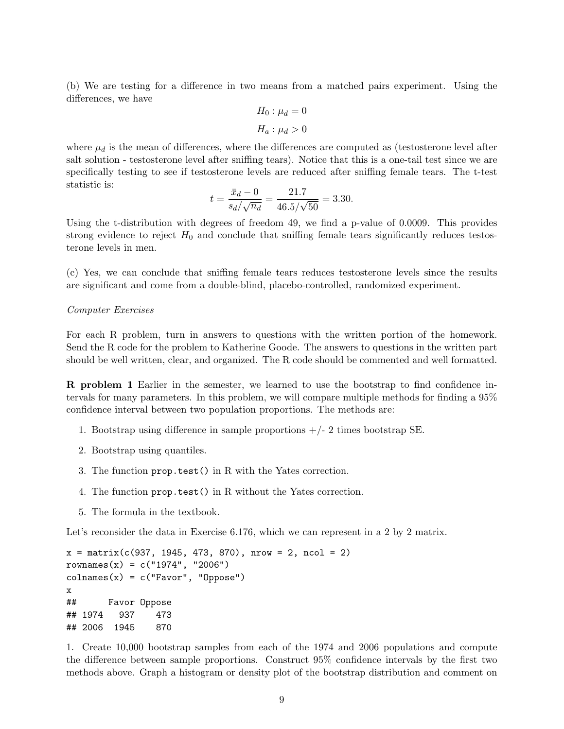(b) We are testing for a difference in two means from a matched pairs experiment. Using the differences, we have

$$H_0 : \mu_d = 0$$

$$H_a : \mu_d > 0$$

where $\mu_d$ is the mean of differences, where the differences are computed as (testosterone level after salt solution - testosterone level after sniffing tears). Notice that this is a one-tail test since we are specifically testing to see if testosterone levels are reduced after sniffing female tears. The t-test statistic is:

$$t = \frac{\bar{x}_d - 0}{s_d/\sqrt{n_d}} = \frac{21.7}{46.5/\sqrt{50}} = 3.30.$$

Using the t-distribution with degrees of freedom 49, we find a p-value of 0.0009. This provides strong evidence to reject $H_0$ and conclude that sniffing female tears significantly reduces testosterone levels in men.

(c) Yes, we can conclude that sniffing female tears reduces testosterone levels since the results are significant and come from a double-blind, placebo-controlled, randomized experiment.

*Computer Exercises*

For each R problem, turn in answers to questions with the written portion of the homework. Send the R code for the problem to Katherine Goode. The answers to questions in the written part should be well written, clear, and organized. The R code should be commented and well formatted.

**R problem 1** Earlier in the semester, we learned to use the bootstrap to find confidence intervals for many parameters. In this problem, we will compare multiple methods for finding a 95% confidence interval between two population proportions. The methods are:

1. Bootstrap using difference in sample proportions +/- 2 times bootstrap SE.
2. Bootstrap using quantiles.
3. The function `prop.test()` in R with the Yates correction.
4. The function `prop.test()` in R without the Yates correction.
5. The formula in the textbook.

Let's reconsider the data in Exercise 6.176, which we can represent in a 2 by 2 matrix.

```
x = matrix(c(937, 1945, 473, 870), nrow = 2, ncol = 2)
rownames(x) = c("1974", "2006")
colnames(x) = c("Favor", "Oppose")
x
##      Favor Oppose
## 1974   937    473
## 2006  1945    870
```

1. Create 10,000 bootstrap samples from each of the 1974 and 2006 populations and compute the difference between sample proportions. Construct 95% confidence intervals by the first two methods above. Graph a histogram or density plot of the bootstrap distribution and comment on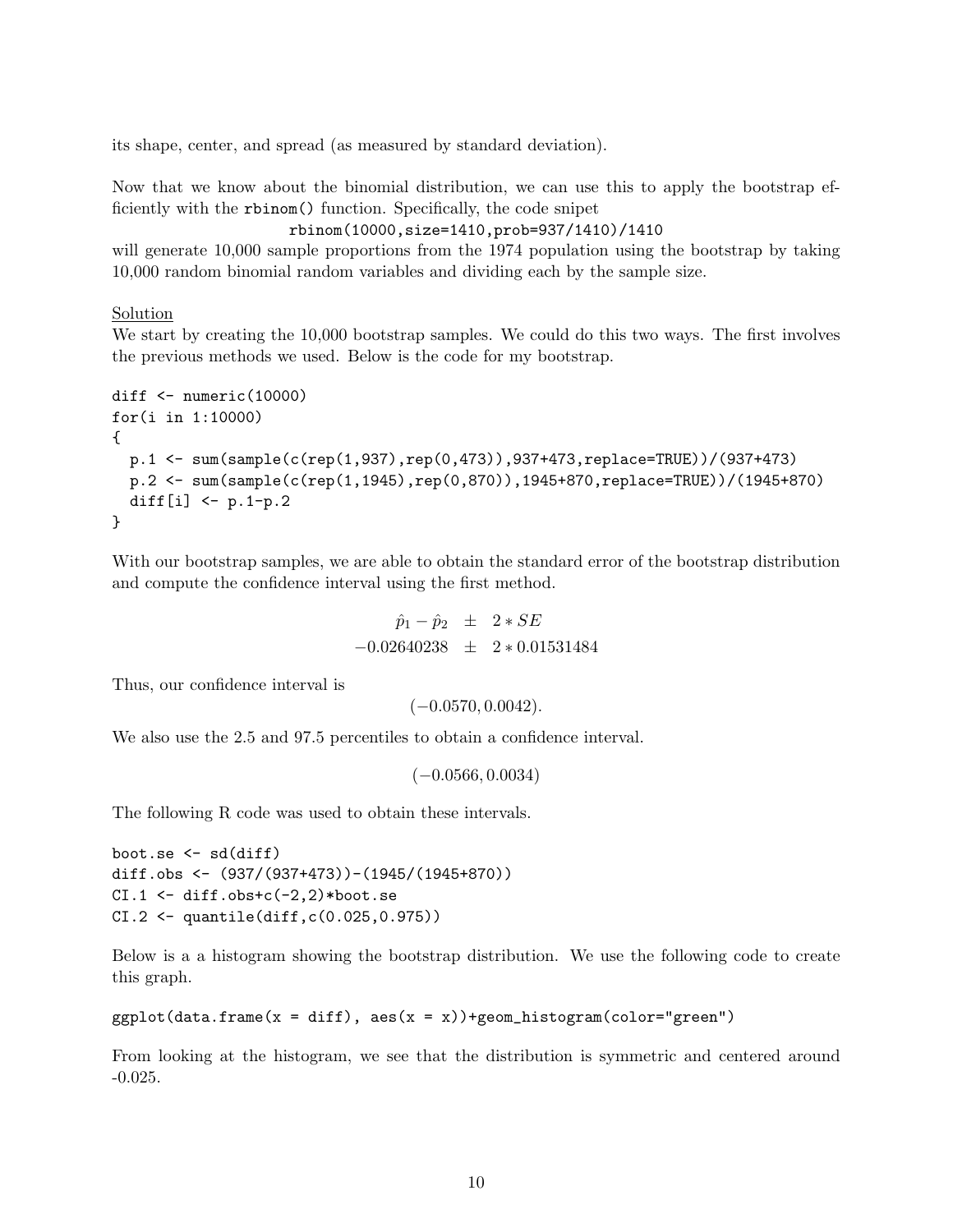its shape, center, and spread (as measured by standard deviation).

Now that we know about the binomial distribution, we can use this to apply the bootstrap efficiently with the `rbinom()` function. Specifically, the code snipet

```
rbinom(10000,size=1410,prob=937/1410)/1410
```

will generate 10,000 sample proportions from the 1974 population using the bootstrap by taking 10,000 random binomial random variables and dividing each by the sample size.

<u>Solution</u>

We start by creating the 10,000 bootstrap samples. We could do this two ways. The first involves the previous methods we used. Below is the code for my bootstrap.

```
diff <- numeric(10000)
for(i in 1:10000)
{
  p.1 <- sum(sample(c(rep(1,937),rep(0,473)),937+473,replace=TRUE))/(937+473)
  p.2 <- sum(sample(c(rep(1,1945),rep(0,870)),1945+870,replace=TRUE))/(1945+870)
  diff[i] <- p.1-p.2
}
```

With our bootstrap samples, we are able to obtain the standard error of the bootstrap distribution and compute the confidence interval using the first method.

$$\hat{p}_1 - \hat{p}_2 \pm 2 * SE$$
$$-0.02640238 \pm 2 * 0.01531484$$

Thus, our confidence interval is

$$(-0.0570, 0.0042).$$

We also use the 2.5 and 97.5 percentiles to obtain a confidence interval.

$$(-0.0566, 0.0034)$$

The following R code was used to obtain these intervals.

```
boot.se <- sd(diff)
diff.obs <- (937/(937+473))-(1945/(1945+870))
CI.1 <- diff.obs+c(-2,2)*boot.se
CI.2 <- quantile(diff,c(0.025,0.975))
```

Below is a a histogram showing the bootstrap distribution. We use the following code to create this graph.

```
ggplot(data.frame(x = diff), aes(x = x))+geom_histogram(color="green")
```

From looking at the histogram, we see that the distribution is symmetric and centered around -0.025.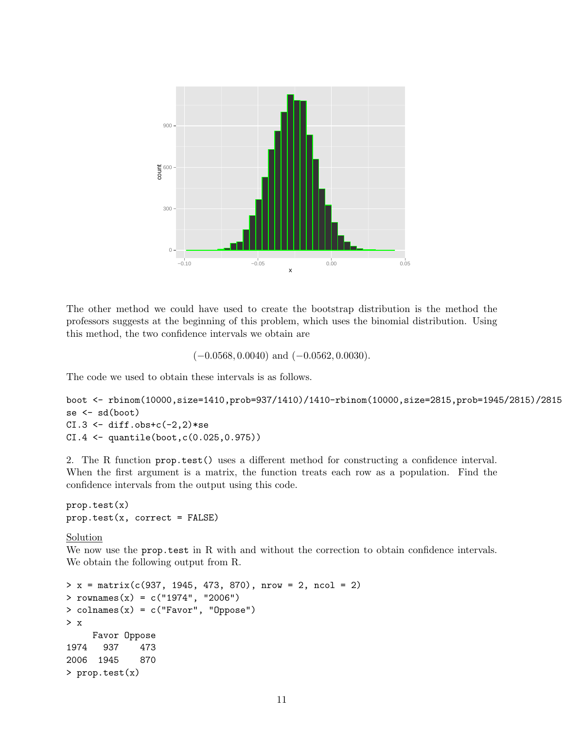The other method we could have used to create the bootstrap distribution is the method the professors suggests at the beginning of this problem, which uses the binomial distribution. Using this method, the two confidence intervals we obtain are

$$(-0.0568, 0.0040) \text{ and } (-0.0562, 0.0030).$$

The code we used to obtain these intervals is as follows.

```
boot <- rbinom(10000,size=1410,prob=937/1410)/1410-rbinom(10000,size=2815,prob=1945/2815)/2815
se <- sd(boot)
CI.3 <- diff.obs+c(-2,2)*se
CI.4 <- quantile(boot,c(0.025,0.975))
```

2. The R function `prop.test()` uses a different method for constructing a confidence interval. When the first argument is a matrix, the function treats each row as a population. Find the confidence intervals from the output using this code.

```
prop.test(x)
prop.test(x, correct = FALSE)
```

Solution

We now use the `prop.test` in R with and without the correction to obtain confidence intervals. We obtain the following output from R.

```
> x = matrix(c(937, 1945, 473, 870), nrow = 2, ncol = 2)
> rownames(x) = c("1974", "2006")
> colnames(x) = c("Favor", "Oppose")
> x
     Favor Oppose
1974   937    473
2006  1945    870
> prop.test(x)
```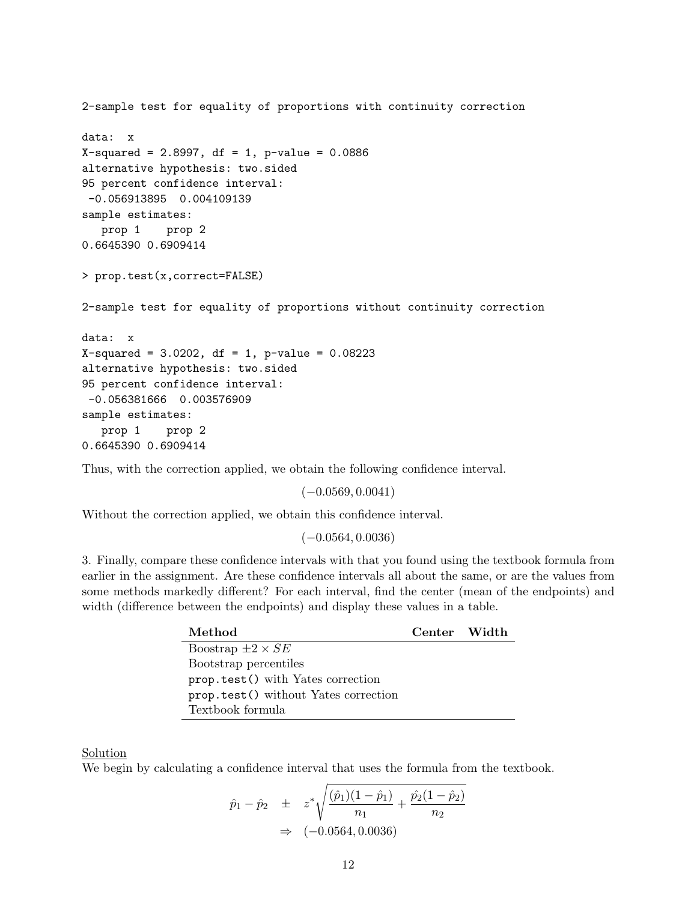```
2-sample test for equality of proportions with continuity correction

data:  x
X-squared = 2.8997, df = 1, p-value = 0.0886
alternative hypothesis: two.sided
95 percent confidence interval:
 -0.056913895  0.004109139
sample estimates:
   prop 1    prop 2
0.6645390 0.6909414

> prop.test(x,correct=FALSE)

2-sample test for equality of proportions without continuity correction

data:  x
X-squared = 3.0202, df = 1, p-value = 0.08223
alternative hypothesis: two.sided
95 percent confidence interval:
 -0.056381666  0.003576909
sample estimates:
   prop 1    prop 2
0.6645390 0.6909414
```

Thus, with the correction applied, we obtain the following confidence interval.

$$(-0.0569, 0.0041)$$

Without the correction applied, we obtain this confidence interval.

$$(-0.0564, 0.0036)$$

3. Finally, compare these confidence intervals with that you found using the textbook formula from earlier in the assignment. Are these confidence intervals all about the same, or are the values from some methods markedly different? For each interval, find the center (mean of the endpoints) and width (difference between the endpoints) and display these values in a table.

| **Method** | **Center** | **Width** |
|---|---|---|
| Boostrap $\pm 2 \times SE$ | | |
| Bootstrap percentiles | | |
| `prop.test()` with Yates correction | | |
| `prop.test()` without Yates correction | | |
| Textbook formula | | |

Solution

We begin by calculating a confidence interval that uses the formula from the textbook.

$$\hat{p}_1 - \hat{p}_2 \quad \pm \quad z^* \sqrt{\frac{(\hat{p}_1)(1 - \hat{p}_1)}{n_1} + \frac{\hat{p}_2(1 - \hat{p}_2)}{n_2}}$$

$$\Rightarrow \quad (-0.0564, 0.0036)$$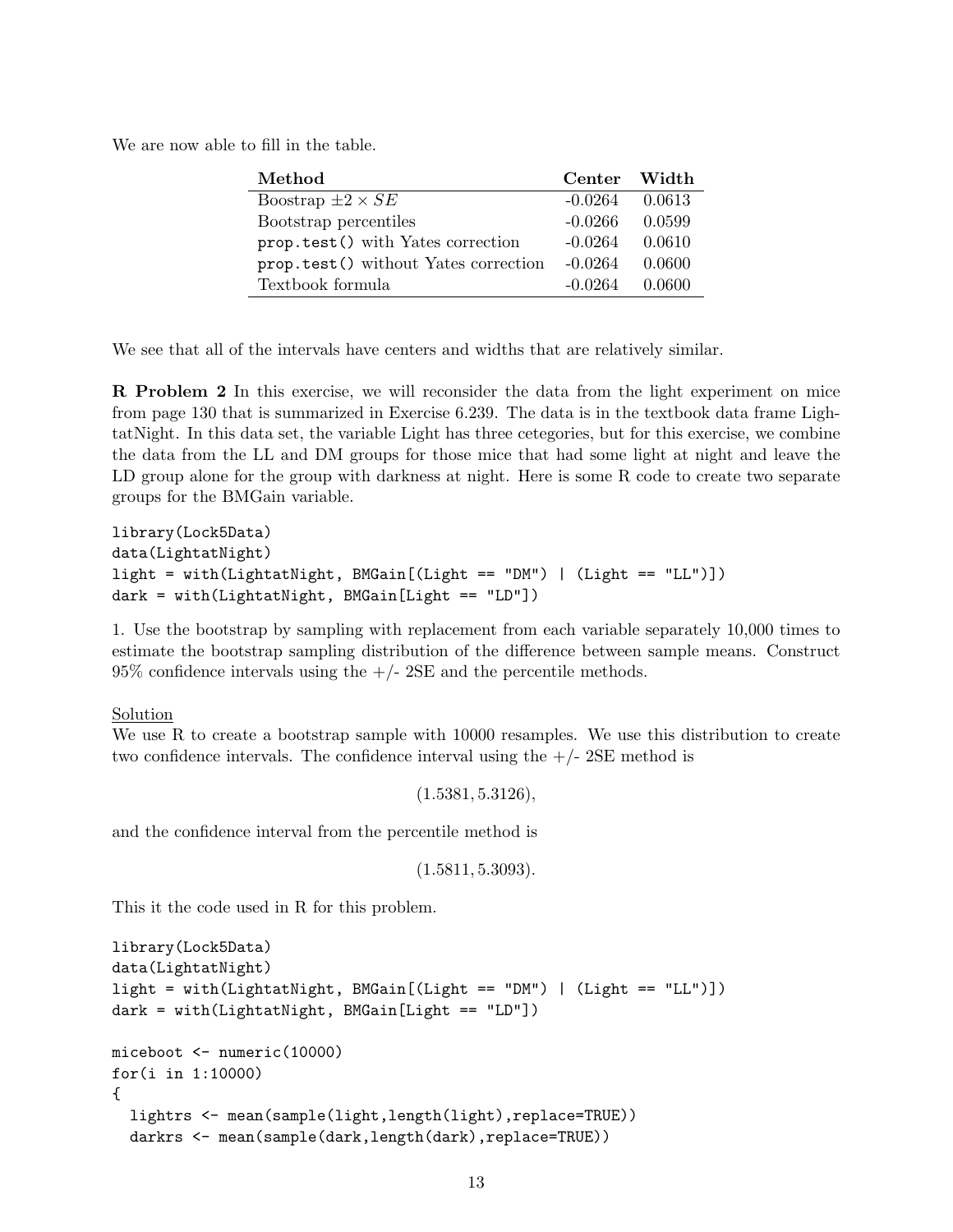We are now able to fill in the table.

| Method | Center | Width |
|---|---|---|
| Boostrap $\pm 2 \times SE$ | -0.0264 | 0.0613 |
| Bootstrap percentiles | -0.0266 | 0.0599 |
| `prop.test()` with Yates correction | -0.0264 | 0.0610 |
| `prop.test()` without Yates correction | -0.0264 | 0.0600 |
| Textbook formula | -0.0264 | 0.0600 |

We see that all of the intervals have centers and widths that are relatively similar.

**R Problem 2** In this exercise, we will reconsider the data from the light experiment on mice from page 130 that is summarized in Exercise 6.239. The data is in the textbook data frame LightatNight. In this data set, the variable Light has three cetegories, but for this exercise, we combine the data from the LL and DM groups for those mice that had some light at night and leave the LD group alone for the group with darkness at night. Here is some R code to create two separate groups for the BMGain variable.

```
library(Lock5Data)
data(LightatNight)
light = with(LightatNight, BMGain[(Light == "DM") | (Light == "LL")])
dark = with(LightatNight, BMGain[Light == "LD"])
```

1. Use the bootstrap by sampling with replacement from each variable separately 10,000 times to estimate the bootstrap sampling distribution of the difference between sample means. Construct 95% confidence intervals using the +/- 2SE and the percentile methods.

Solution

We use R to create a bootstrap sample with 10000 resamples. We use this distribution to create two confidence intervals. The confidence interval using the +/- 2SE method is

$$(1.5381, 5.3126),$$

and the confidence interval from the percentile method is

$$(1.5811, 5.3093).$$

This it the code used in R for this problem.

```
library(Lock5Data)
data(LightatNight)
light = with(LightatNight, BMGain[(Light == "DM") | (Light == "LL")])
dark = with(LightatNight, BMGain[Light == "LD"])

miceboot <- numeric(10000)
for(i in 1:10000)
{
  lightrs <- mean(sample(light,length(light),replace=TRUE))
  darkrs <- mean(sample(dark,length(dark),replace=TRUE))
```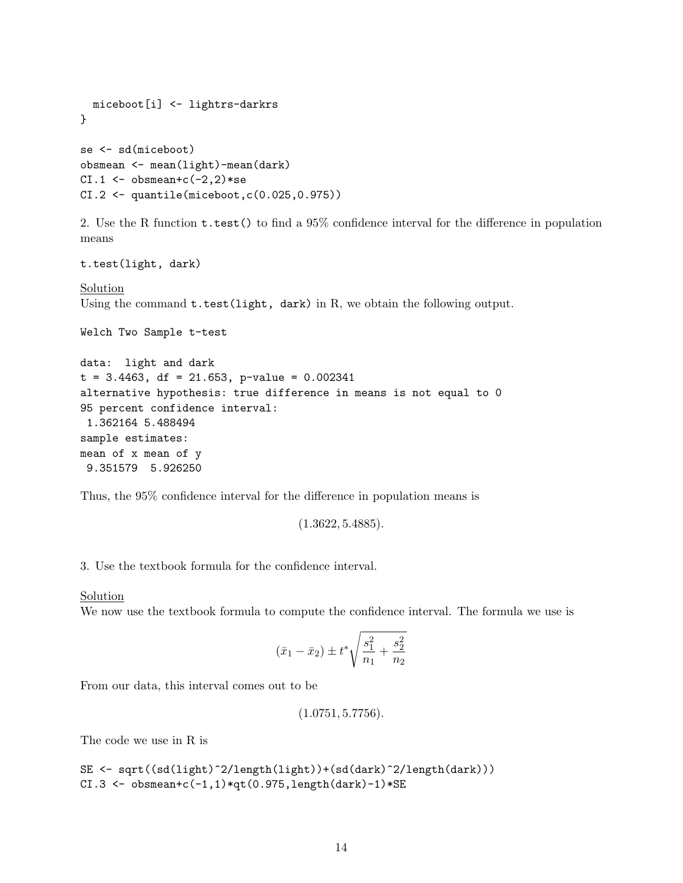```
  miceboot[i] <- lightrs-darkrs
}

se <- sd(miceboot)
obsmean <- mean(light)-mean(dark)
CI.1 <- obsmean+c(-2,2)*se
CI.2 <- quantile(miceboot,c(0.025,0.975))
```

2. Use the R function `t.test()` to find a 95% confidence interval for the difference in population means

```
t.test(light, dark)
```

<u>Solution</u>
Using the command `t.test(light, dark)` in R, we obtain the following output.

```
Welch Two Sample t-test

data:  light and dark
t = 3.4463, df = 21.653, p-value = 0.002341
alternative hypothesis: true difference in means is not equal to 0
95 percent confidence interval:
 1.362164 5.488494
sample estimates:
mean of x mean of y
 9.351579  5.926250
```

Thus, the 95% confidence interval for the difference in population means is

$$(1.3622, 5.4885).$$

3. Use the textbook formula for the confidence interval.

<u>Solution</u>
We now use the textbook formula to compute the confidence interval. The formula we use is

$$(\bar{x}_1 - \bar{x}_2) \pm t^* \sqrt{\frac{s_1^2}{n_1} + \frac{s_2^2}{n_2}}$$

From our data, this interval comes out to be

$$(1.0751, 5.7756).$$

The code we use in R is

```
SE <- sqrt((sd(light)^2/length(light))+(sd(dark)^2/length(dark)))
CI.3 <- obsmean+c(-1,1)*qt(0.975,length(dark)-1)*SE
```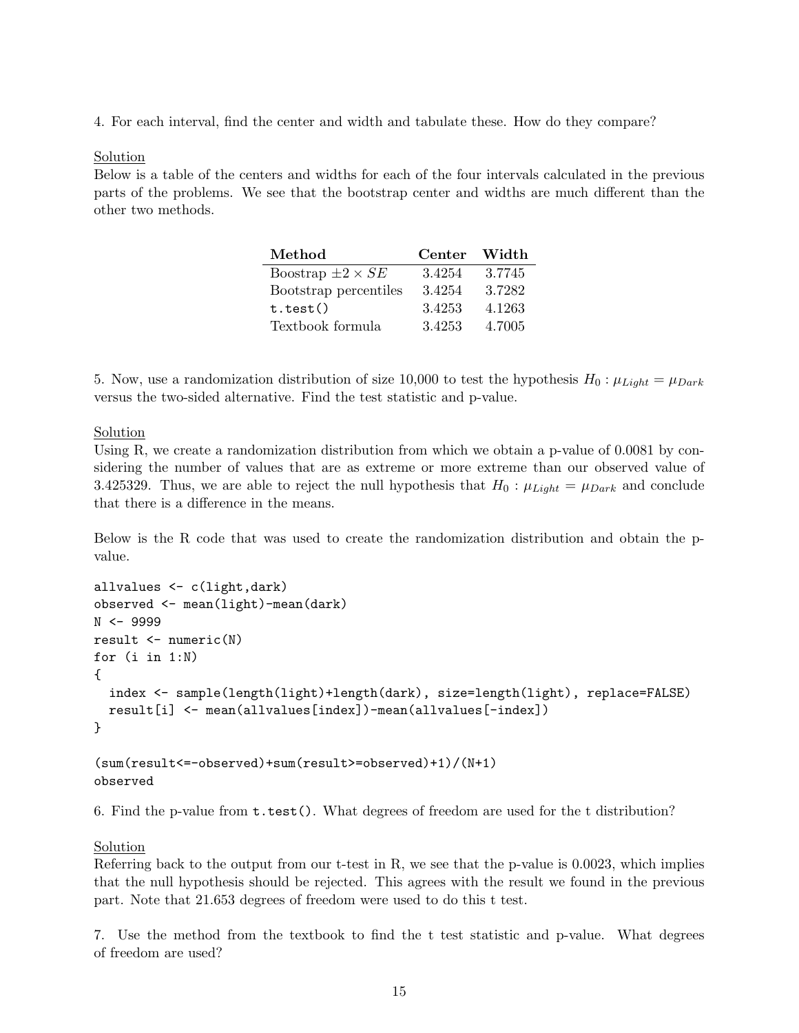4. For each interval, find the center and width and tabulate these. How do they compare?

Solution

Below is a table of the centers and widths for each of the four intervals calculated in the previous parts of the problems. We see that the bootstrap center and widths are much different than the other two methods.

| **Method** | **Center** | **Width** |
|---|---|---|
| Boostrap $\pm 2 \times SE$ | 3.4254 | 3.7745 |
| Bootstrap percentiles | 3.4254 | 3.7282 |
| `t.test()` | 3.4253 | 4.1263 |
| Textbook formula | 3.4253 | 4.7005 |

5. Now, use a randomization distribution of size 10,000 to test the hypothesis $H_0 : \mu_{Light} = \mu_{Dark}$ versus the two-sided alternative. Find the test statistic and p-value.

Solution

Using R, we create a randomization distribution from which we obtain a p-value of 0.0081 by considering the number of values that are as extreme or more extreme than our observed value of 3.425329. Thus, we are able to reject the null hypothesis that $H_0 : \mu_{Light} = \mu_{Dark}$ and conclude that there is a difference in the means.

Below is the R code that was used to create the randomization distribution and obtain the p-value.

```
allvalues <- c(light,dark)
observed <- mean(light)-mean(dark)
N <- 9999
result <- numeric(N)
for (i in 1:N)
{
  index <- sample(length(light)+length(dark), size=length(light), replace=FALSE)
  result[i] <- mean(allvalues[index])-mean(allvalues[-index])
}

(sum(result<=-observed)+sum(result>=observed)+1)/(N+1)
observed
```

6. Find the p-value from `t.test()`. What degrees of freedom are used for the t distribution?

Solution

Referring back to the output from our t-test in R, we see that the p-value is 0.0023, which implies that the null hypothesis should be rejected. This agrees with the result we found in the previous part. Note that 21.653 degrees of freedom were used to do this t test.

7. Use the method from the textbook to find the t test statistic and p-value. What degrees of freedom are used?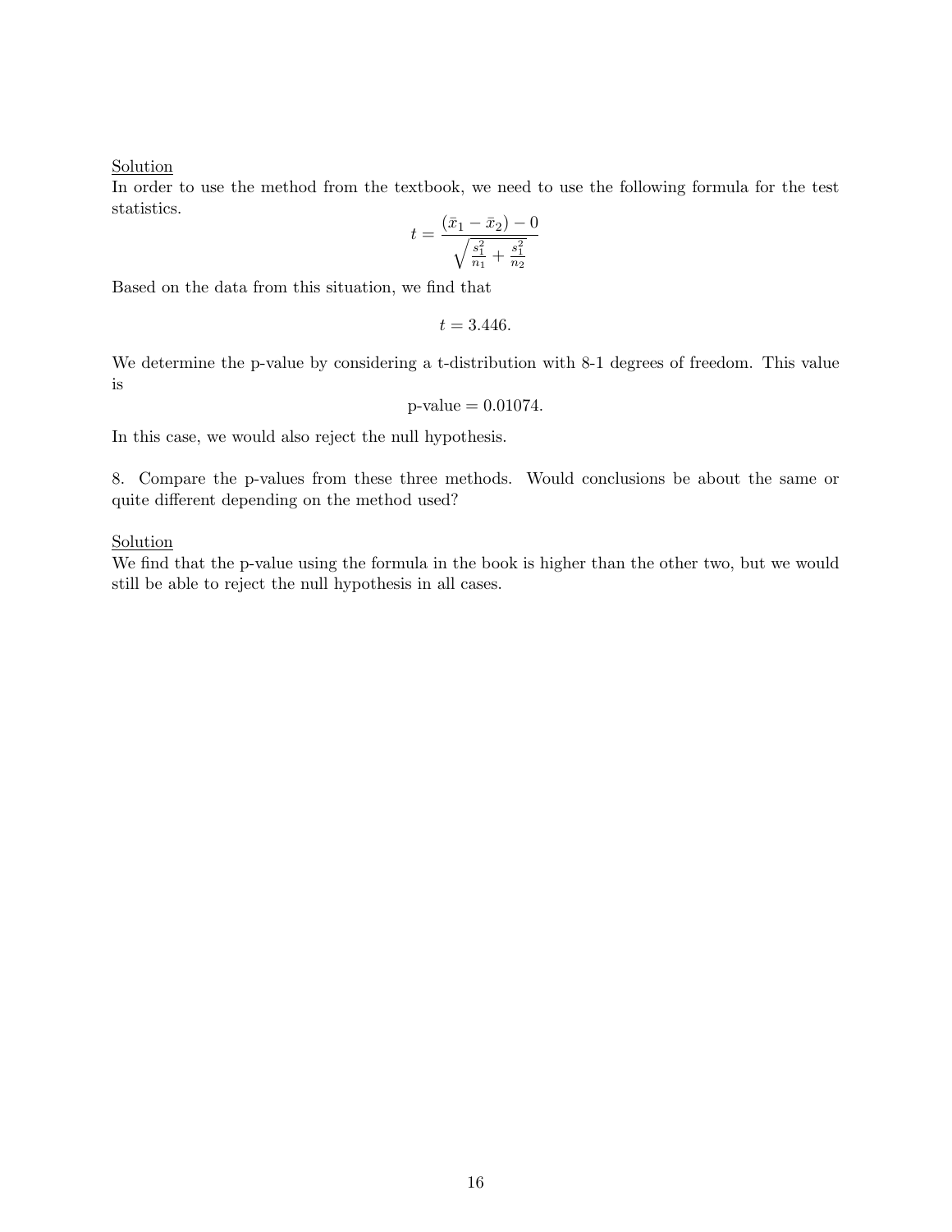Solution

In order to use the method from the textbook, we need to use the following formula for the test statistics.

$$t = \frac{(\bar{x}_1 - \bar{x}_2) - 0}{\sqrt{\frac{s_1^2}{n_1} + \frac{s_1^2}{n_2}}}$$

Based on the data from this situation, we find that

$$t = 3.446.$$

We determine the p-value by considering a t-distribution with 8-1 degrees of freedom. This value is

$$\text{p-value} = 0.01074.$$

In this case, we would also reject the null hypothesis.

8. Compare the p-values from these three methods. Would conclusions be about the same or quite different depending on the method used?

Solution

We find that the p-value using the formula in the book is higher than the other two, but we would still be able to reject the null hypothesis in all cases.